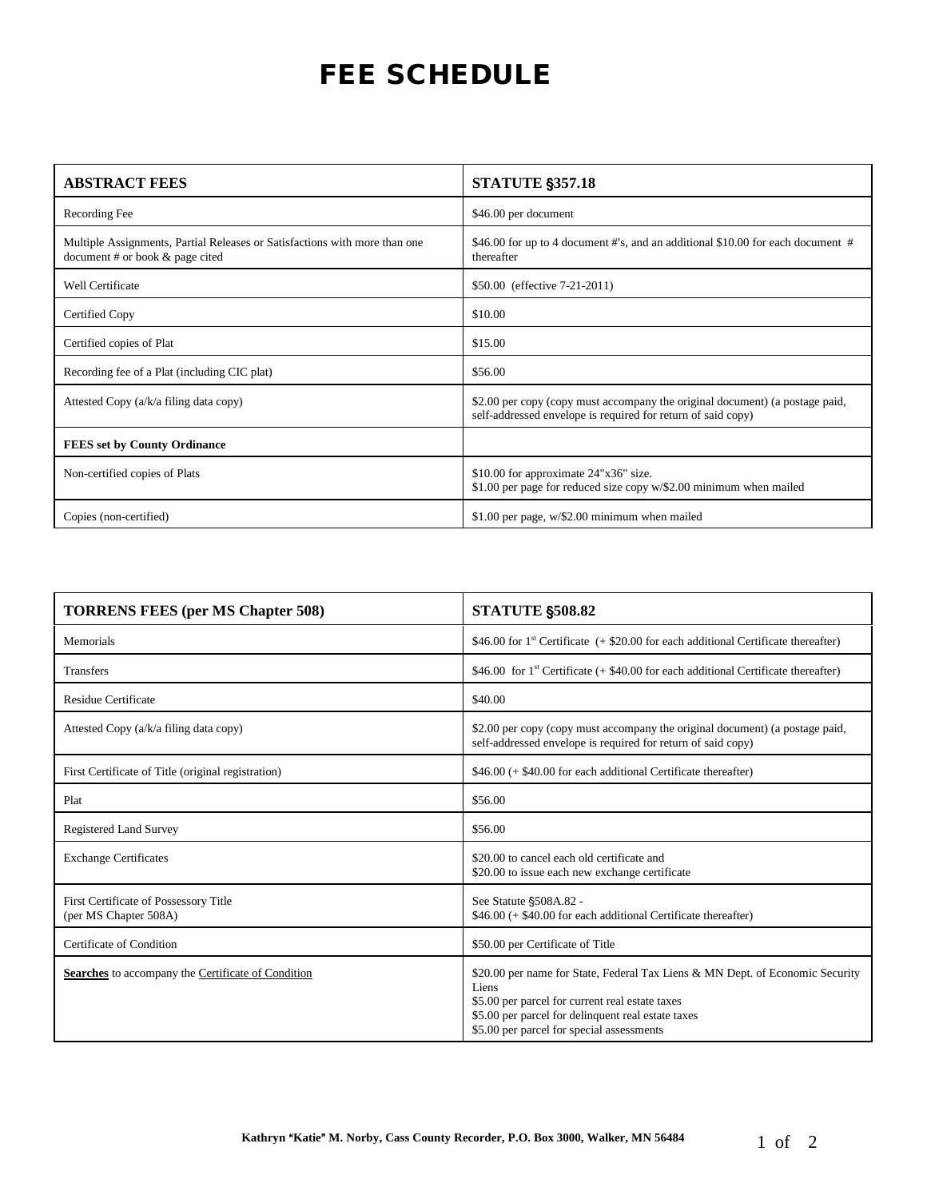# FEE SCHEDULE

| ABSTRACT FEES | STATUTE §357.18 |
| --- | --- |
| Recording Fee | $46.00 per document |
| Multiple Assignments, Partial Releases or Satisfactions with more than one document # or book & page cited | $46.00 for up to 4 document #'s, and an additional $10.00 for each document # thereafter |
| Well Certificate | $50.00 (effective 7-21-2011) |
| Certified Copy | $10.00 |
| Certified copies of Plat | $15.00 |
| Recording fee of a Plat (including CIC plat) | $56.00 |
| Attested Copy (a/k/a filing data copy) | $2.00 per copy (copy must accompany the original document) (a postage paid, self-addressed envelope is required for return of said copy) |
| **FEES set by County Ordinance** | |
| Non-certified copies of Plats | $10.00 for approximate 24"x36" size.<br>$1.00 per page for reduced size copy w/$2.00 minimum when mailed |
| Copies (non-certified) | $1.00 per page, w/$2.00 minimum when mailed |

| TORRENS FEES (per MS Chapter 508) | STATUTE §508.82 |
| --- | --- |
| Memorials | $46.00 for 1st Certificate (+ $20.00 for each additional Certificate thereafter) |
| Transfers | $46.00 for 1st Certificate (+ $40.00 for each additional Certificate thereafter) |
| Residue Certificate | $40.00 |
| Attested Copy (a/k/a filing data copy) | $2.00 per copy (copy must accompany the original document) (a postage paid, self-addressed envelope is required for return of said copy) |
| First Certificate of Title (original registration) | $46.00 (+ $40.00 for each additional Certificate thereafter) |
| Plat | $56.00 |
| Registered Land Survey | $56.00 |
| Exchange Certificates | $20.00 to cancel each old certificate and<br>$20.00 to issue each new exchange certificate |
| First Certificate of Possessory Title<br>(per MS Chapter 508A) | See Statute §508A.82 -<br>$46.00 (+ $40.00 for each additional Certificate thereafter) |
| Certificate of Condition | $50.00 per Certificate of Title |
| **Searches** to accompany the Certificate of Condition | $20.00 per name for State, Federal Tax Liens & MN Dept. of Economic Security Liens<br>$5.00 per parcel for current real estate taxes<br>$5.00 per parcel for delinquent real estate taxes<br>$5.00 per parcel for special assessments |

**Kathryn "Katie" M. Norby, Cass County Recorder, P.O. Box 3000, Walker, MN 56484**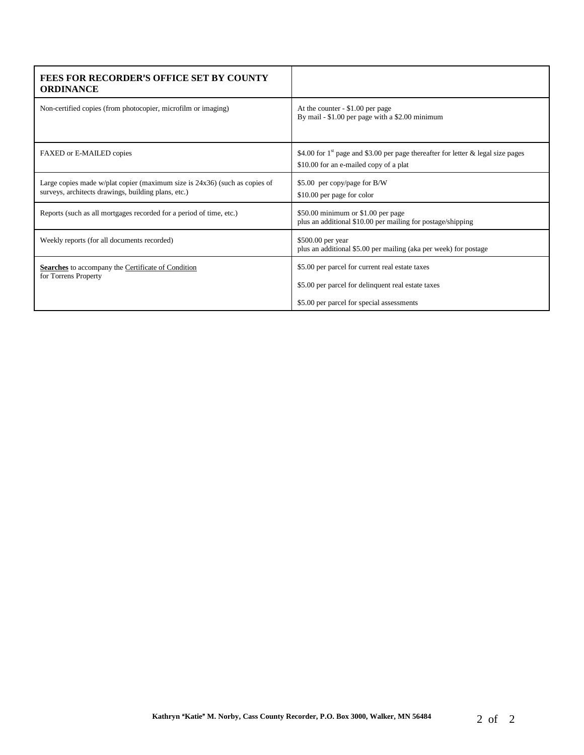| **FEES FOR RECORDER'S OFFICE SET BY COUNTY ORDINANCE** | |
|---|---|
| Non-certified copies (from photocopier, microfilm or imaging) | At the counter - $1.00 per page<br>By mail - $1.00 per page with a $2.00 minimum |
| FAXED or E-MAILED copies | $4.00 for 1st page and $3.00 per page thereafter for letter & legal size pages<br>$10.00 for an e-mailed copy of a plat |
| Large copies made w/plat copier (maximum size is 24x36) (such as copies of surveys, architects drawings, building plans, etc.) | $5.00 per copy/page for B/W<br>$10.00 per page for color |
| Reports (such as all mortgages recorded for a period of time, etc.) | $50.00 minimum or $1.00 per page<br>plus an additional $10.00 per mailing for postage/shipping |
| Weekly reports (for all documents recorded) | $500.00 per year<br>plus an additional $5.00 per mailing (aka per week) for postage |
| **Searches** to accompany the Certificate of Condition for Torrens Property | $5.00 per parcel for current real estate taxes<br>$5.00 per parcel for delinquent real estate taxes<br>$5.00 per parcel for special assessments |

**Kathryn "Katie" M. Norby, Cass County Recorder, P.O. Box 3000, Walker, MN 56484**